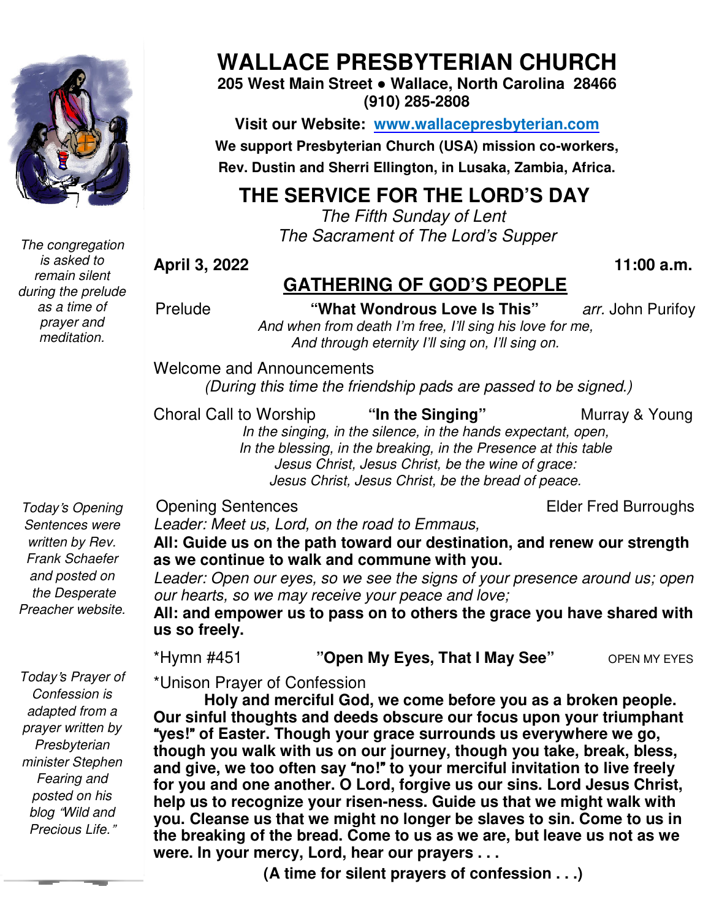# WALLACE PRESBYTERIAN CHURCH

**205 West Main Street ● Wallace, North Carolina 28466**
**(910) 285-2808**

**Visit our Website: www.wallacepresbyterian.com**

**We support Presbyterian Church (USA) mission co-workers,**
**Rev. Dustin and Sherri Ellington, in Lusaka, Zambia, Africa.**

## THE SERVICE FOR THE LORD'S DAY

*The Fifth Sunday of Lent*
*The Sacrament of The Lord's Supper*

**April 3, 2022** **11:00 a.m.**

## GATHERING OF GOD'S PEOPLE

*The congregation is asked to remain silent during the prelude as a time of prayer and meditation.*

Prelude **"What Wondrous Love Is This"** *arr.* John Purifoy

*And when from death I'm free, I'll sing his love for me,*
*And through eternity I'll sing on, I'll sing on.*

Welcome and Announcements

*(During this time the friendship pads are passed to be signed.)*

Choral Call to Worship **"In the Singing"** Murray & Young

*In the singing, in the silence, in the hands expectant, open,*
*In the blessing, in the breaking, in the Presence at this table*
*Jesus Christ, Jesus Christ, be the wine of grace:*
*Jesus Christ, Jesus Christ, be the bread of peace.*

*Today's Opening Sentences were written by Rev. Frank Schaefer and posted on the Desperate Preacher website.*

Opening Sentences Elder Fred Burroughs

*Leader: Meet us, Lord, on the road to Emmaus,*

**All: Guide us on the path toward our destination, and renew our strength as we continue to walk and commune with you.**

*Leader: Open our eyes, so we see the signs of your presence around us; open our hearts, so we may receive your peace and love;*

**All: and empower us to pass on to others the grace you have shared with us so freely.**

*Hymn #451 **"Open My Eyes, That I May See"** OPEN MY EYES

*Today's Prayer of Confession is adapted from a prayer written by Presbyterian minister Stephen Fearing and posted on his blog "Wild and Precious Life."*

*Unison Prayer of Confession

**Holy and merciful God, we come before you as a broken people. Our sinful thoughts and deeds obscure our focus upon your triumphant "yes!" of Easter. Though your grace surrounds us everywhere we go, though you walk with us on our journey, though you take, break, bless, and give, we too often say "no!" to your merciful invitation to live freely for you and one another. O Lord, forgive us our sins. Lord Jesus Christ, help us to recognize your risen-ness. Guide us that we might walk with you. Cleanse us that we might no longer be slaves to sin. Come to us in the breaking of the bread. Come to us as we are, but leave us not as we were. In your mercy, Lord, hear our prayers . . .**

**(A time for silent prayers of confession . . .)**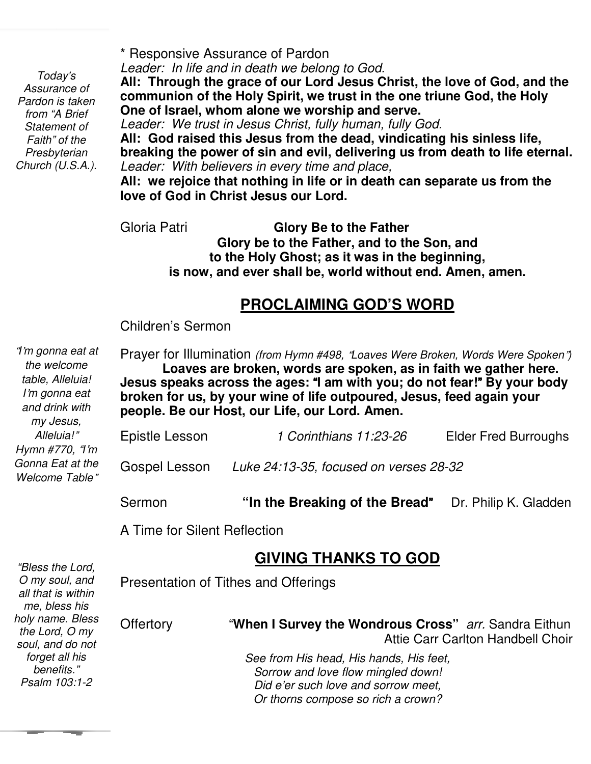\* Responsive Assurance of Pardon

*Leader: In life and in death we belong to God.*

**All: Through the grace of our Lord Jesus Christ, the love of God, and the communion of the Holy Spirit, we trust in the one triune God, the Holy One of Israel, whom alone we worship and serve.**

*Leader: We trust in Jesus Christ, fully human, fully God.*

**All: God raised this Jesus from the dead, vindicating his sinless life, breaking the power of sin and evil, delivering us from death to life eternal.**

*Leader: With believers in every time and place,*

**All: we rejoice that nothing in life or in death can separate us from the love of God in Christ Jesus our Lord.**

*Today's Assurance of Pardon is taken from "A Brief Statement of Faith" of the Presbyterian Church (U.S.A.).*

Gloria Patri **Glory Be to the Father**

**Glory be to the Father, and to the Son, and to the Holy Ghost; as it was in the beginning, is now, and ever shall be, world without end. Amen, amen.**

## PROCLAIMING GOD'S WORD

Children's Sermon

Prayer for Illumination *(from Hymn #498, "Loaves Were Broken, Words Were Spoken")*

**Loaves are broken, words are spoken, as in faith we gather here. Jesus speaks across the ages: "I am with you; do not fear!" By your body broken for us, by your wine of life outpoured, Jesus, feed again your people. Be our Host, our Life, our Lord. Amen.**

*"I'm gonna eat at the welcome table, Alleluia! I'm gonna eat and drink with my Jesus, Alleluia!" Hymn #770, "I'm Gonna Eat at the Welcome Table"*

Epistle Lesson *1 Corinthians 11:23-26* Elder Fred Burroughs

Gospel Lesson *Luke 24:13-35, focused on verses 28-32*

Sermon **"In the Breaking of the Bread"** Dr. Philip K. Gladden

A Time for Silent Reflection

## GIVING THANKS TO GOD

Presentation of Tithes and Offerings

Offertory "**When I Survey the Wondrous Cross"** *arr.* Sandra Eithun
Attie Carr Carlton Handbell Choir

*See from His head, His hands, His feet,*
*Sorrow and love flow mingled down!*
*Did e'er such love and sorrow meet,*
*Or thorns compose so rich a crown?*

*"Bless the Lord, O my soul, and all that is within me, bless his holy name. Bless the Lord, O my soul, and do not forget all his benefits." Psalm 103:1-2*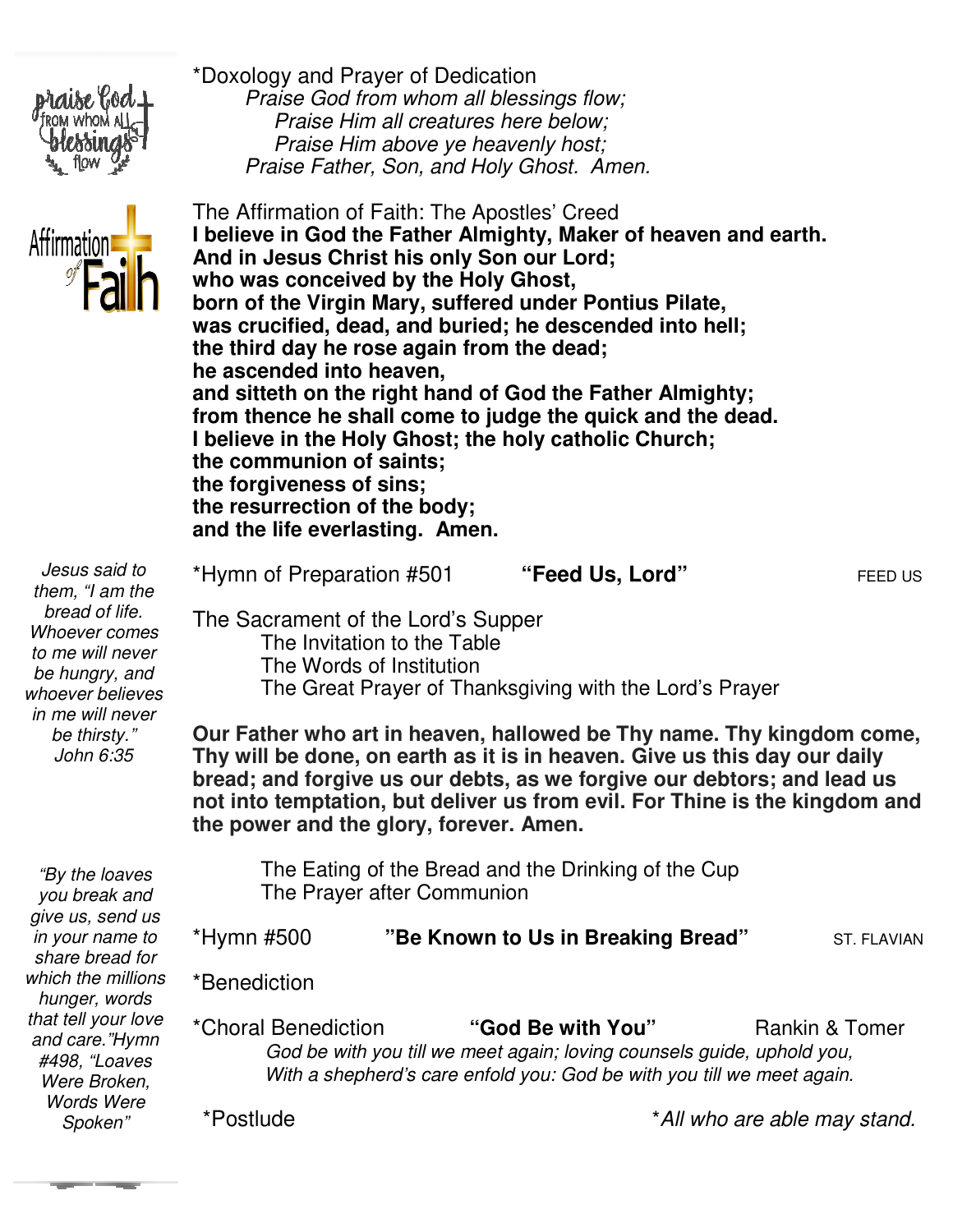*Doxology and Prayer of Dedication

*Praise God from whom all blessings flow;*
*Praise Him all creatures here below;*
*Praise Him above ye heavenly host;*
*Praise Father, Son, and Holy Ghost. Amen.*

The Affirmation of Faith: The Apostles' Creed

**I believe in God the Father Almighty, Maker of heaven and earth.**
**And in Jesus Christ his only Son our Lord;**
**who was conceived by the Holy Ghost,**
**born of the Virgin Mary, suffered under Pontius Pilate,**
**was crucified, dead, and buried; he descended into hell;**
**the third day he rose again from the dead;**
**he ascended into heaven,**
**and sitteth on the right hand of God the Father Almighty;**
**from thence he shall come to judge the quick and the dead.**
**I believe in the Holy Ghost; the holy catholic Church;**
**the communion of saints;**
**the forgiveness of sins;**
**the resurrection of the body;**
**and the life everlasting. Amen.**

*Jesus said to them, "I am the bread of life. Whoever comes to me will never be hungry, and whoever believes in me will never be thirsty." John 6:35*

*Hymn of Preparation #501 **"Feed Us, Lord"** FEED US

The Sacrament of the Lord's Supper
- The Invitation to the Table
- The Words of Institution
- The Great Prayer of Thanksgiving with the Lord's Prayer

**Our Father who art in heaven, hallowed be Thy name. Thy kingdom come, Thy will be done, on earth as it is in heaven. Give us this day our daily bread; and forgive us our debts, as we forgive our debtors; and lead us not into temptation, but deliver us from evil. For Thine is the kingdom and the power and the glory, forever. Amen.**

- The Eating of the Bread and the Drinking of the Cup
- The Prayer after Communion

*"By the loaves you break and give us, send us in your name to share bread for which the millions hunger, words that tell your love and care."Hymn #498, "Loaves Were Broken, Words Were Spoken"*

*Hymn #500 **"Be Known to Us in Breaking Bread"** ST. FLAVIAN

*Benediction

*Choral Benediction **"God Be with You"** Rankin & Tomer

*God be with you till we meet again; loving counsels guide, uphold you,*
*With a shepherd's care enfold you: God be with you till we meet again.*

*Postlude

**All who are able may stand.*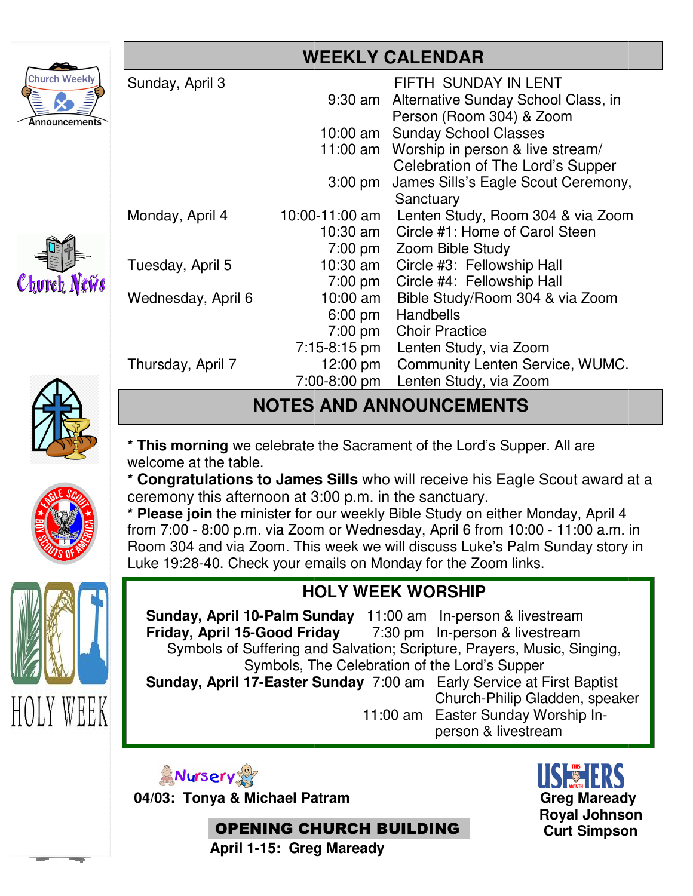## WEEKLY CALENDAR

| | | |
|---|---|---|
| Sunday, April 3 | | FIFTH SUNDAY IN LENT |
| | 9:30 am | Alternative Sunday School Class, in Person (Room 304) & Zoom |
| | 10:00 am | Sunday School Classes |
| | 11:00 am | Worship in person & live stream/ Celebration of The Lord's Supper |
| | 3:00 pm | James Sills's Eagle Scout Ceremony, Sanctuary |
| Monday, April 4 | 10:00-11:00 am | Lenten Study, Room 304 & via Zoom |
| | 10:30 am | Circle #1: Home of Carol Steen |
| | 7:00 pm | Zoom Bible Study |
| Tuesday, April 5 | 10:30 am | Circle #3: Fellowship Hall |
| | 7:00 pm | Circle #4: Fellowship Hall |
| Wednesday, April 6 | 10:00 am | Bible Study/Room 304 & via Zoom |
| | 6:00 pm | Handbells |
| | 7:00 pm | Choir Practice |
| | 7:15-8:15 pm | Lenten Study, via Zoom |
| Thursday, April 7 | 12:00 pm | Community Lenten Service, WUMC. |
| | 7:00-8:00 pm | Lenten Study, via Zoom |

## NOTES AND ANNOUNCEMENTS

* **This morning** we celebrate the Sacrament of the Lord's Supper. All are welcome at the table.

* **Congratulations to James Sills** who will receive his Eagle Scout award at a ceremony this afternoon at 3:00 p.m. in the sanctuary.

* **Please join** the minister for our weekly Bible Study on either Monday, April 4 from 7:00 - 8:00 p.m. via Zoom or Wednesday, April 6 from 10:00 - 11:00 a.m. in Room 304 and via Zoom. This week we will discuss Luke's Palm Sunday story in Luke 19:28-40. Check your emails on Monday for the Zoom links.

## HOLY WEEK WORSHIP

**Sunday, April 10-Palm Sunday** 11:00 am In-person & livestream

**Friday, April 15-Good Friday** 7:30 pm In-person & livestream

Symbols of Suffering and Salvation; Scripture, Prayers, Music, Singing, Symbols, The Celebration of the Lord's Supper

**Sunday, April 17-Easter Sunday** 7:00 am Early Service at First Baptist Church-Philip Gladden, speaker

11:00 am Easter Sunday Worship In-person & livestream

**Nursery**

**04/03: Tonya & Michael Patram**

**OPENING CHURCH BUILDING**

**April 1-15: Greg Maready**

**USHERS**

**Greg Maready**
**Royal Johnson**
**Curt Simpson**